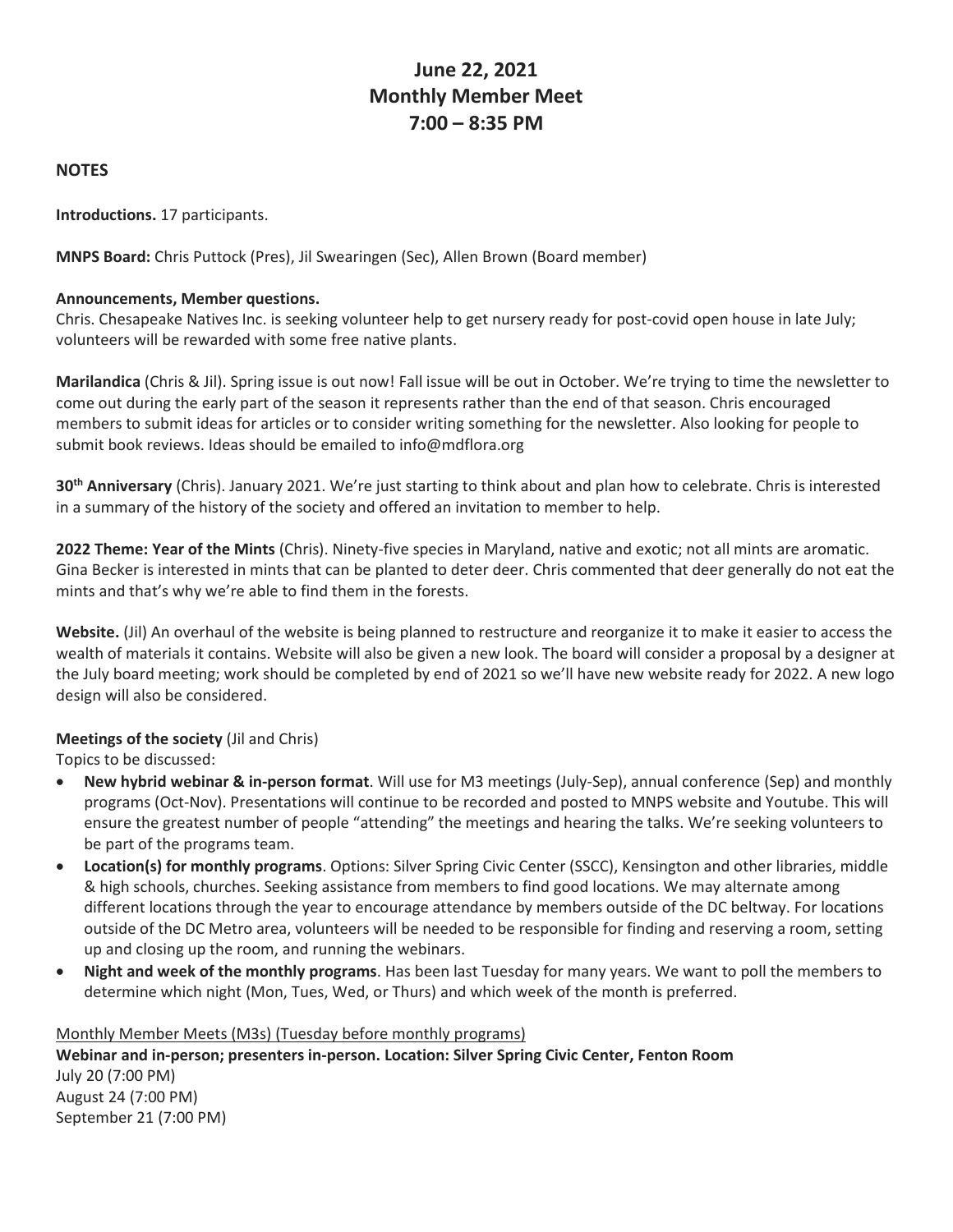# June 22, 2021
# Monthly Member Meet
# 7:00 – 8:35 PM

## NOTES

**Introductions.** 17 participants.

**MNPS Board:** Chris Puttock (Pres), Jil Swearingen (Sec), Allen Brown (Board member)

**Announcements, Member questions.**
Chris. Chesapeake Natives Inc. is seeking volunteer help to get nursery ready for post-covid open house in late July; volunteers will be rewarded with some free native plants.

**Marilandica** (Chris & Jil). Spring issue is out now! Fall issue will be out in October. We're trying to time the newsletter to come out during the early part of the season it represents rather than the end of that season. Chris encouraged members to submit ideas for articles or to consider writing something for the newsletter. Also looking for people to submit book reviews. Ideas should be emailed to info@mdflora.org

**30th Anniversary** (Chris). January 2021. We're just starting to think about and plan how to celebrate. Chris is interested in a summary of the history of the society and offered an invitation to member to help.

**2022 Theme: Year of the Mints** (Chris). Ninety-five species in Maryland, native and exotic; not all mints are aromatic. Gina Becker is interested in mints that can be planted to deter deer. Chris commented that deer generally do not eat the mints and that's why we're able to find them in the forests.

**Website.** (Jil) An overhaul of the website is being planned to restructure and reorganize it to make it easier to access the wealth of materials it contains. Website will also be given a new look. The board will consider a proposal by a designer at the July board meeting; work should be completed by end of 2021 so we'll have new website ready for 2022. A new logo design will also be considered.

**Meetings of the society** (Jil and Chris)
Topics to be discussed:

- **New hybrid webinar & in-person format**. Will use for M3 meetings (July-Sep), annual conference (Sep) and monthly programs (Oct-Nov). Presentations will continue to be recorded and posted to MNPS website and Youtube. This will ensure the greatest number of people "attending" the meetings and hearing the talks. We're seeking volunteers to be part of the programs team.
- **Location(s) for monthly programs**. Options: Silver Spring Civic Center (SSCC), Kensington and other libraries, middle & high schools, churches. Seeking assistance from members to find good locations. We may alternate among different locations through the year to encourage attendance by members outside of the DC beltway. For locations outside of the DC Metro area, volunteers will be needed to be responsible for finding and reserving a room, setting up and closing up the room, and running the webinars.
- **Night and week of the monthly programs**. Has been last Tuesday for many years. We want to poll the members to determine which night (Mon, Tues, Wed, or Thurs) and which week of the month is preferred.

<u>Monthly Member Meets (M3s) (Tuesday before monthly programs)</u>
**Webinar and in-person; presenters in-person. Location: Silver Spring Civic Center, Fenton Room**
July 20 (7:00 PM)
August 24 (7:00 PM)
September 21 (7:00 PM)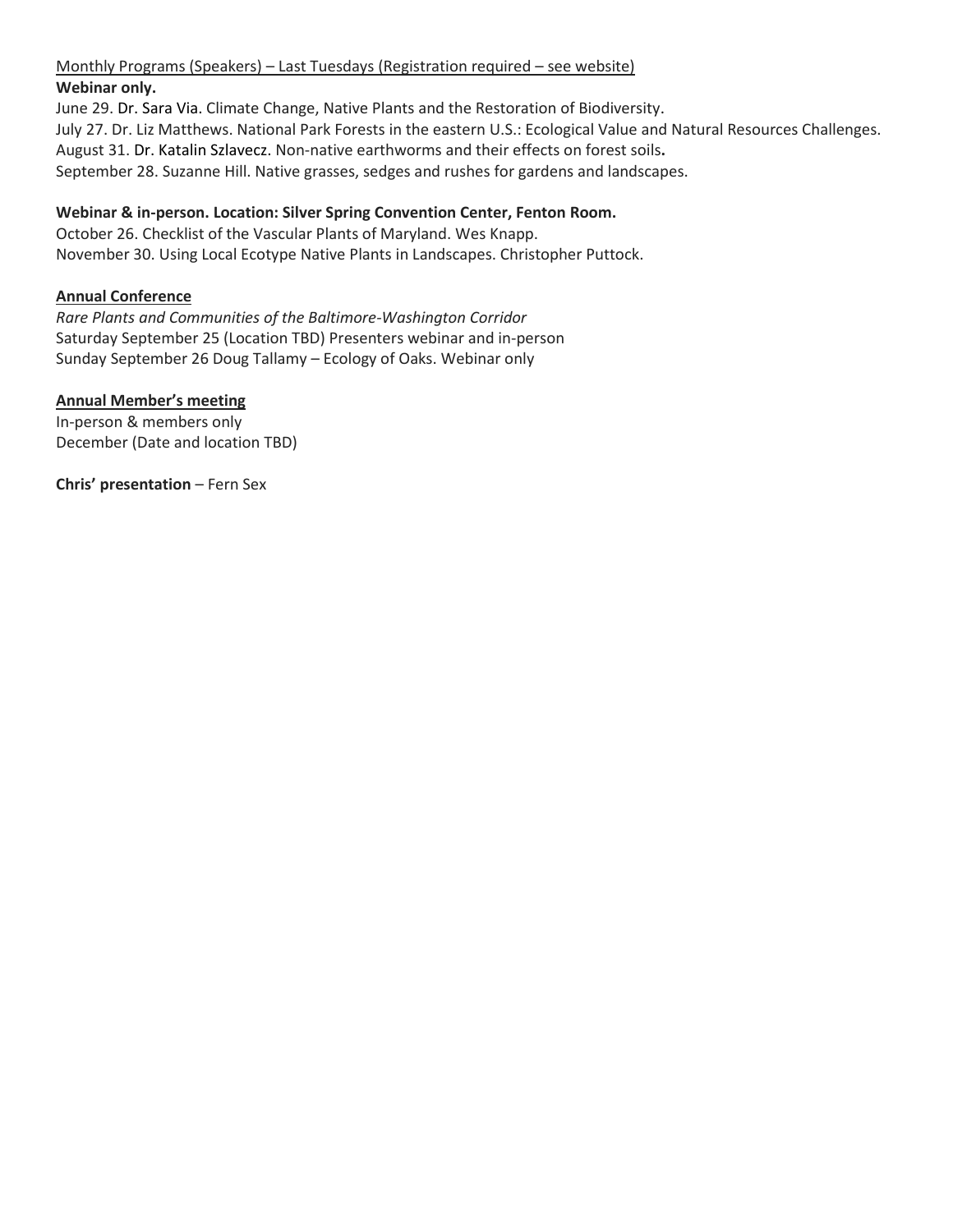Monthly Programs (Speakers) – Last Tuesdays (Registration required – see website)

**Webinar only.**

June 29. Dr. Sara Via. Climate Change, Native Plants and the Restoration of Biodiversity.
July 27. Dr. Liz Matthews. National Park Forests in the eastern U.S.: Ecological Value and Natural Resources Challenges.
August 31. Dr. Katalin Szlavecz. Non-native earthworms and their effects on forest soils**.**
September 28. Suzanne Hill. Native grasses, sedges and rushes for gardens and landscapes.

**Webinar & in-person. Location: Silver Spring Convention Center, Fenton Room.**

October 26. Checklist of the Vascular Plants of Maryland. Wes Knapp.
November 30. Using Local Ecotype Native Plants in Landscapes. Christopher Puttock.

**Annual Conference**

*Rare Plants and Communities of the Baltimore-Washington Corridor*
Saturday September 25 (Location TBD) Presenters webinar and in-person
Sunday September 26 Doug Tallamy – Ecology of Oaks. Webinar only

**Annual Member's meeting**

In-person & members only
December (Date and location TBD)

**Chris' presentation** – Fern Sex